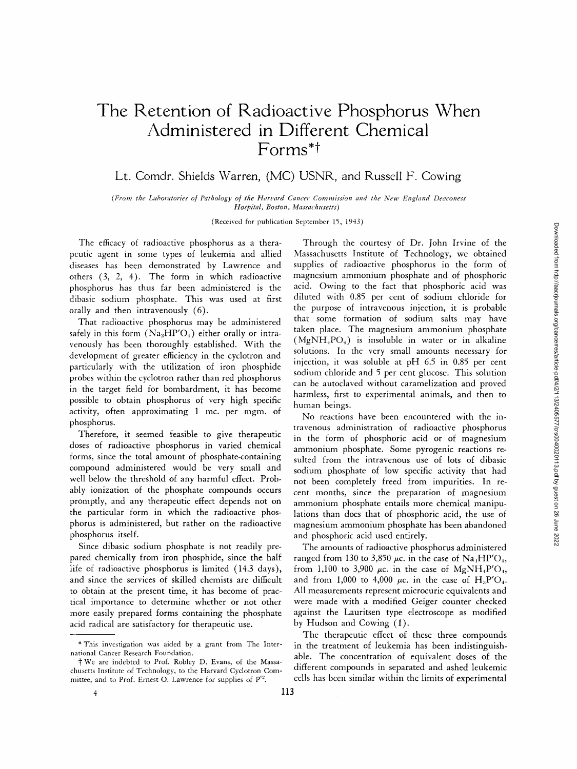# The Retention of Radioactive Phosphorus When Administered in Different Chemical Forms*†

Lt. Comdr. Shields Warren, (MC) USNR, and Russell F. Cowing

*(From the Laboratories of Pathology of the Harvard Cancer Commission and the New England Deaconess Hospital, Boston, Massachusetts)*

(Received for publication September 15, 1943)

The efficacy of radioactive phosphorus as a therapeutic agent in some types of leukemia and allied diseases has been demonstrated by Lawrence and others (3, 2, 4). The form in which radioactive phosphorus has thus far been administered is the dibasic sodium phosphate. This was used at first orally and then intravenously (6).

That radioactive phosphorus may be administered safely in this form ($Na_2HP'O_4$) either orally or intravenously has been thoroughly established. With the development of greater efficiency in the cyclotron and particularly with the utilization of iron phosphide probes within the cyclotron rather than red phosphorus in the target field for bombardment, it has become possible to obtain phosphorus of very high specific activity, often approximating 1 mc. per mgm. of phosphorus.

Therefore, it seemed feasible to give therapeutic doses of radioactive phosphorus in varied chemical forms, since the total amount of phosphate-containing compound administered would be very small and well below the threshold of any harmful effect. Probably ionization of the phosphate compounds occurs promptly, and any therapeutic effect depends not on the particular form in which the radioactive phosphorus is administered, but rather on the radioactive phosphorus itself.

Since dibasic sodium phosphate is not readily prepared chemically from iron phosphide, since the half life of radioactive phosphorus is limited (14.3 days), and since the services of skilled chemists are difficult to obtain at the present time, it has become of practical importance to determine whether or not other more easily prepared forms containing the phosphate acid radical are satisfactory for therapeutic use.

Through the courtesy of Dr. John Irvine of the Massachusetts Institute of Technology, we obtained supplies of radioactive phosphorus in the form of magnesium ammonium phosphate and of phosphoric acid. Owing to the fact that phosphoric acid was diluted with 0.85 per cent of sodium chloride for the purpose of intravenous injection, it is probable that some formation of sodium salts may have taken place. The magnesium ammonium phosphate ($MgNH_4PO_4$) is insoluble in water or in alkaline solutions. In the very small amounts necessary for injection, it was soluble at pH 6.5 in 0.85 per cent sodium chloride and 5 per cent glucose. This solution can be autoclaved without caramelization and proved harmless, first to experimental animals, and then to human beings.

No reactions have been encountered with the intravenous administration of radioactive phosphorus in the form of phosphoric acid or of magnesium ammonium phosphate. Some pyrogenic reactions resulted from the intravenous use of lots of dibasic sodium phosphate of low specific activity that had not been completely freed from impurities. In recent months, since the preparation of magnesium ammonium phosphate entails more chemical manipulations than does that of phosphoric acid, the use of magnesium ammonium phosphate has been abandoned and phosphoric acid used entirely.

The amounts of radioactive phosphorus administered ranged from 130 to 3,850 μc. in the case of $Na_2HP'O_4$, from 1,100 to 3,900 μc. in the case of $MgNH_4P'O_4$, and from 1,000 to 4,000 μc. in the case of $H_3P'O_4$. All measurements represent microcurie equivalents and were made with a modified Geiger counter checked against the Lauritsen type electroscope as modified by Hudson and Cowing (1).

The therapeutic effect of these three compounds in the treatment of leukemia has been indistinguishable. The concentration of equivalent doses of the different compounds in separated and ashed leukemic cells has been similar within the limits of experimental

---

* This investigation was aided by a grant from The International Cancer Research Foundation.

† We are indebted to Prof. Robley D. Evans, of the Massachusetts Institute of Technology, to the Harvard Cyclotron Committee, and to Prof. Ernest O. Lawrence for supplies of $P^{32}$.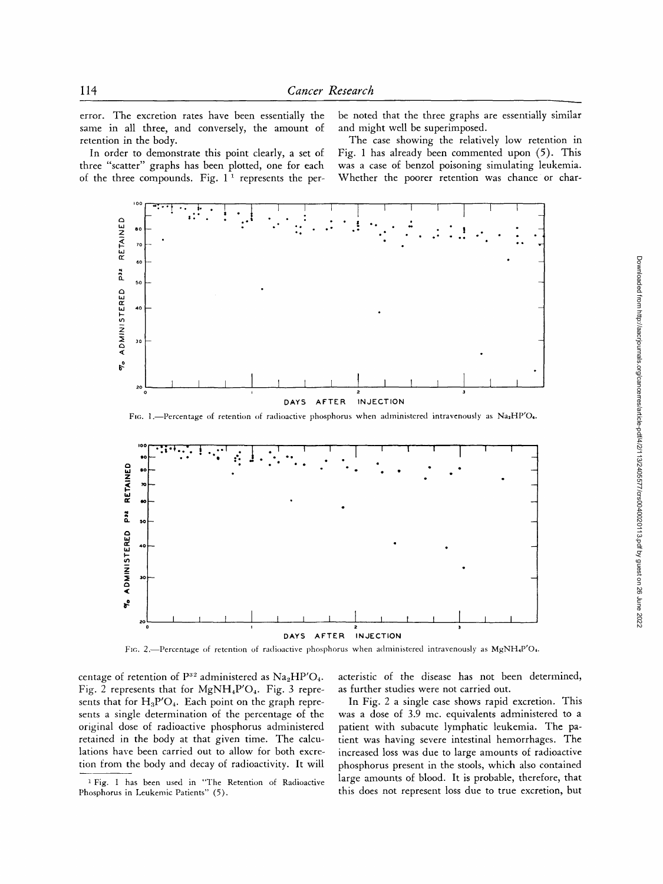error. The excretion rates have been essentially the same in all three, and conversely, the amount of retention in the body.

In order to demonstrate this point clearly, a set of three "scatter" graphs has been plotted, one for each of the three compounds. Fig. 1[1] represents the percentage of retention of $P^{32}$ administered as $Na_2HP'O_4$. Fig. 2 represents that for $MgNH_4P'O_4$. Fig. 3 represents that for $H_3P'O_4$. Each point on the graph represents a single determination of the percentage of the original dose of radioactive phosphorus administered retained in the body at that given time. The calculations have been carried out to allow for both excretion from the body and decay of radioactivity. It will be noted that the three graphs are essentially similar and might well be superimposed.

The case showing the relatively low retention in Fig. 1 has already been commented upon (5). This was a case of benzol poisoning simulating leukemia. Whether the poorer retention was chance or characteristic of the disease has not been determined, as further studies were not carried out.

FIG. 1.—Percentage of retention of radioactive phosphorus when administered intravenously as $Na_2HP'O_4$.

FIG. 2.—Percentage of retention of radioactive phosphorus when administered intravenously as $MgNH_4P'O_4$.

In Fig. 2 a single case shows rapid excretion. This was a dose of 3.9 mc. equivalents administered to a patient with subacute lymphatic leukemia. The patient was having severe intestinal hemorrhages. The increased loss was due to large amounts of radioactive phosphorus present in the stools, which also contained large amounts of blood. It is probable, therefore, that this does not represent loss due to true excretion, but

[1] Fig. 1 has been used in "The Retention of Radioactive Phosphorus in Leukemic Patients" (5).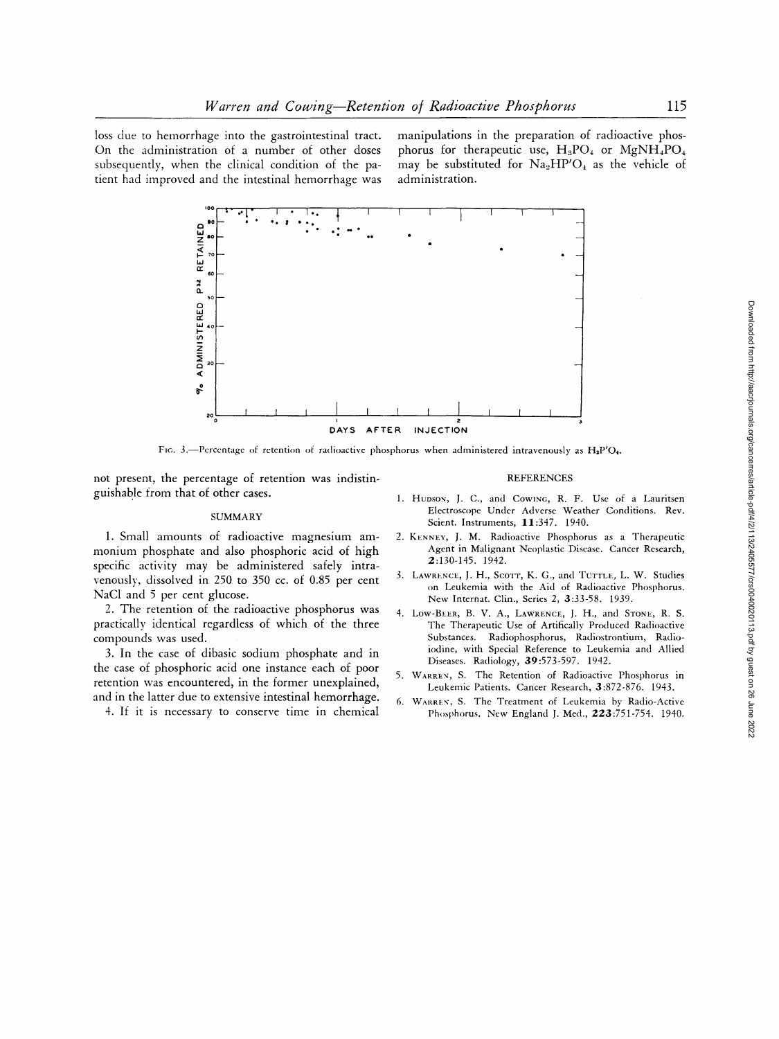loss due to hemorrhage into the gastrointestinal tract. On the administration of a number of other doses subsequently, when the clinical condition of the patient had improved and the intestinal hemorrhage was not present, the percentage of retention was indistinguishable from that of other cases.

manipulations in the preparation of radioactive phosphorus for therapeutic use, $H_3PO_4$ or $MgNH_4PO_4$ may be substituted for $Na_2HP'O_4$ as the vehicle of administration.

100
90
80
70
60
50
40
30
20
% ADMINISTERED P32 RETAINED
0
1
2
3
DAYS AFTER INJECTION

FIG. 3.—Percentage of retention of radioactive phosphorus when administered intravenously as $H_3P'O_4$.

## SUMMARY

1. Small amounts of radioactive magnesium ammonium phosphate and also phosphoric acid of high specific activity may be administered safely intravenously, dissolved in 250 to 350 cc. of 0.85 per cent NaCl and 5 per cent glucose.

2. The retention of the radioactive phosphorus was practically identical regardless of which of the three compounds was used.

3. In the case of dibasic sodium phosphate and in the case of phosphoric acid one instance each of poor retention was encountered, in the former unexplained, and in the latter due to extensive intestinal hemorrhage.

4. If it is necessary to conserve time in chemical

## REFERENCES

1. HUDSON, J. C., and COWING, R. F. Use of a Lauritsen Electroscope Under Adverse Weather Conditions. Rev. Scient. Instruments, **11**:347. 1940.
2. KENNEY, J. M. Radioactive Phosphorus as a Therapeutic Agent in Malignant Neoplastic Disease. Cancer Research, **2**:130-145. 1942.
3. LAWRENCE, J. H., SCOTT, K. G., and TUTTLE, L. W. Studies on Leukemia with the Aid of Radioactive Phosphorus. New Internat. Clin., Series 2, **3**:33-58. 1939.
4. LOW-BEER, B. V. A., LAWRENCE, J. H., and STONE, R. S. The Therapeutic Use of Artifically Produced Radioactive Substances. Radiophosphorus, Radiostrontium, Radioiodine, with Special Reference to Leukemia and Allied Diseases. Radiology, **39**:573-597. 1942.
5. WARREN, S. The Retention of Radioactive Phosphorus in Leukemic Patients. Cancer Research, **3**:872-876. 1943.
6. WARREN, S. The Treatment of Leukemia by Radio-Active Phosphorus. New England J. Med., **223**:751-754. 1940.